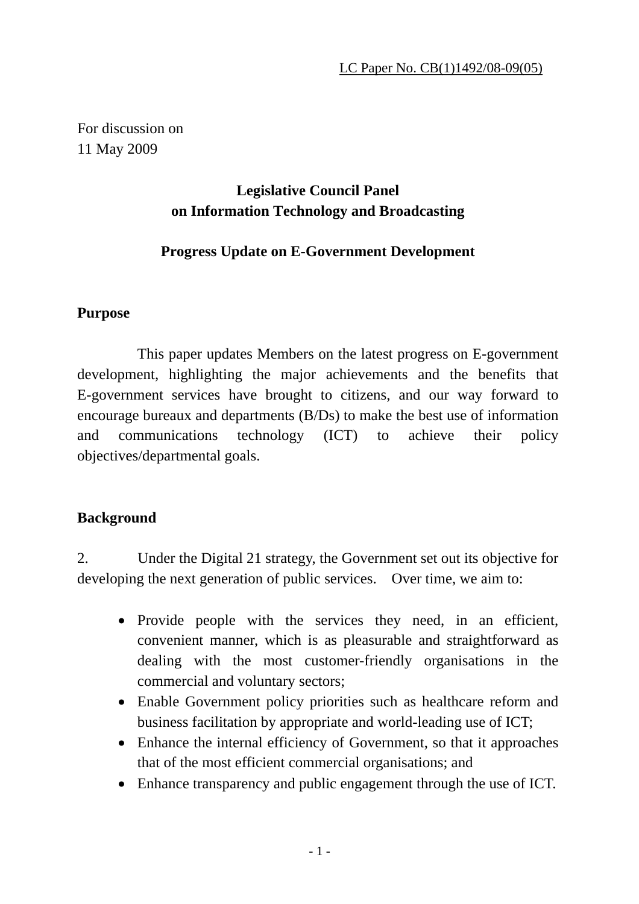LC Paper No. CB(1)1492/08-09(05)

For discussion on
11 May 2009

**Legislative Council Panel**
**on Information Technology and Broadcasting**

**Progress Update on E-Government Development**

## Purpose

This paper updates Members on the latest progress on E-government development, highlighting the major achievements and the benefits that E-government services have brought to citizens, and our way forward to encourage bureaux and departments (B/Ds) to make the best use of information and communications technology (ICT) to achieve their policy objectives/departmental goals.

## Background

2. Under the Digital 21 strategy, the Government set out its objective for developing the next generation of public services. Over time, we aim to:

- Provide people with the services they need, in an efficient, convenient manner, which is as pleasurable and straightforward as dealing with the most customer-friendly organisations in the commercial and voluntary sectors;
- Enable Government policy priorities such as healthcare reform and business facilitation by appropriate and world-leading use of ICT;
- Enhance the internal efficiency of Government, so that it approaches that of the most efficient commercial organisations; and
- Enhance transparency and public engagement through the use of ICT.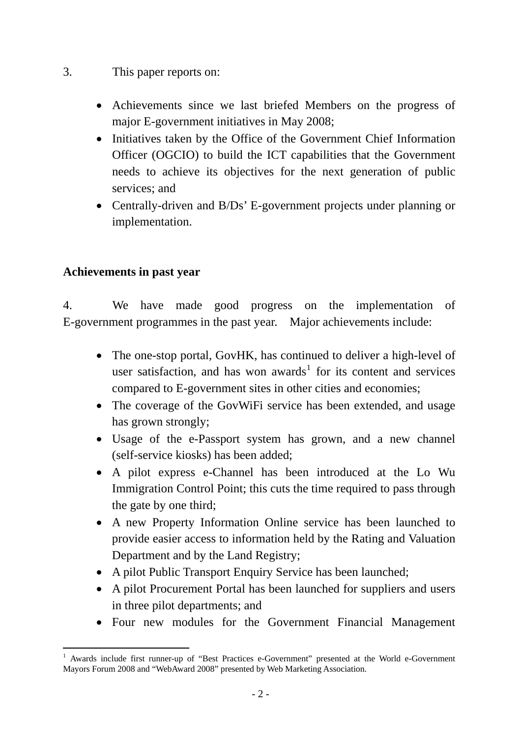3. This paper reports on:

- Achievements since we last briefed Members on the progress of major E-government initiatives in May 2008;
- Initiatives taken by the Office of the Government Chief Information Officer (OGCIO) to build the ICT capabilities that the Government needs to achieve its objectives for the next generation of public services; and
- Centrally-driven and B/Ds' E-government projects under planning or implementation.

**Achievements in past year**

4. We have made good progress on the implementation of E-government programmes in the past year. Major achievements include:

- The one-stop portal, GovHK, has continued to deliver a high-level of user satisfaction, and has won awards[1] for its content and services compared to E-government sites in other cities and economies;
- The coverage of the GovWiFi service has been extended, and usage has grown strongly;
- Usage of the e-Passport system has grown, and a new channel (self-service kiosks) has been added;
- A pilot express e-Channel has been introduced at the Lo Wu Immigration Control Point; this cuts the time required to pass through the gate by one third;
- A new Property Information Online service has been launched to provide easier access to information held by the Rating and Valuation Department and by the Land Registry;
- A pilot Public Transport Enquiry Service has been launched;
- A pilot Procurement Portal has been launched for suppliers and users in three pilot departments; and
- Four new modules for the Government Financial Management

[1] Awards include first runner-up of "Best Practices e-Government" presented at the World e-Government Mayors Forum 2008 and "WebAward 2008" presented by Web Marketing Association.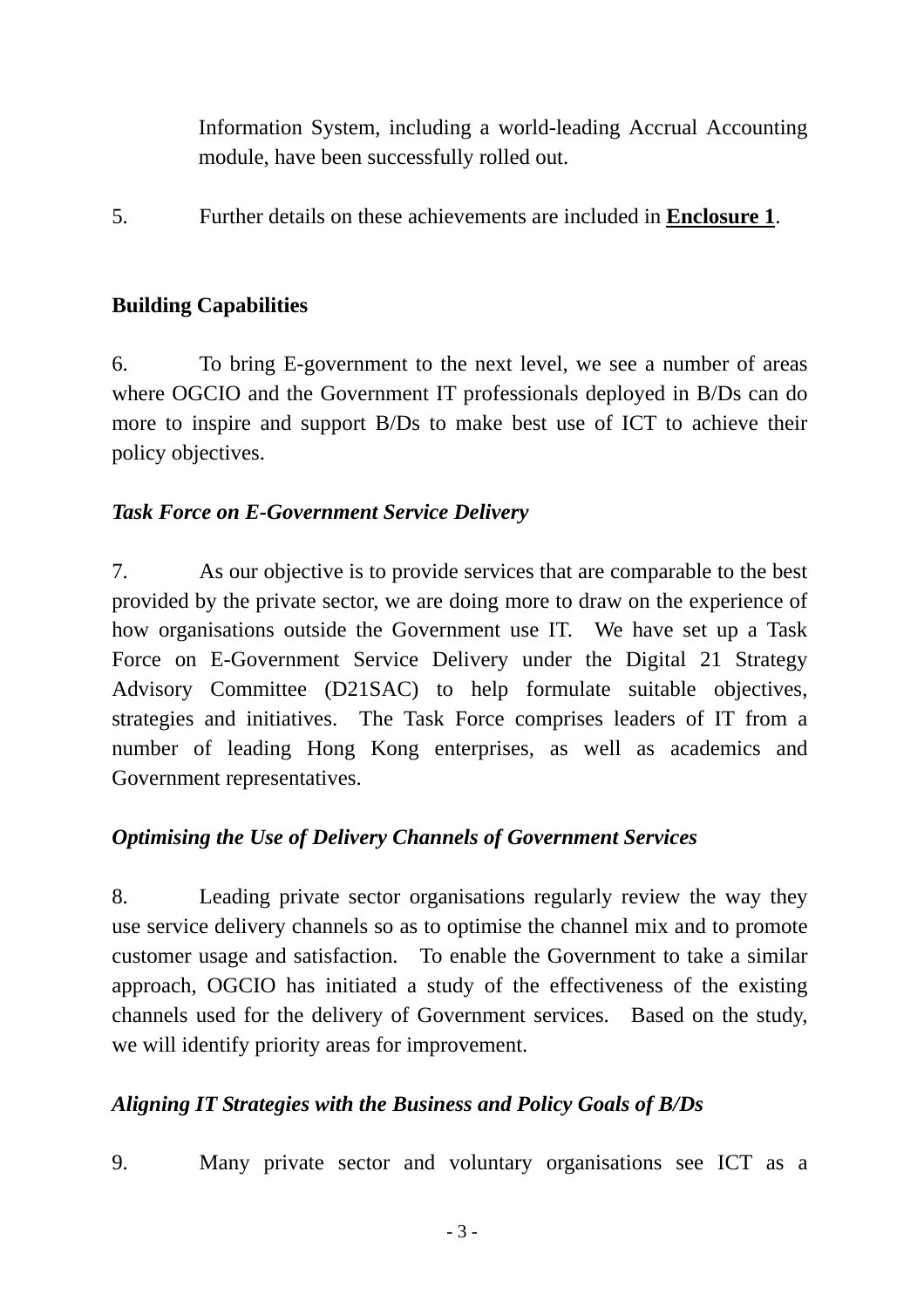Information System, including a world-leading Accrual Accounting module, have been successfully rolled out.

5. Further details on these achievements are included in **Enclosure 1**.

## Building Capabilities

6. To bring E-government to the next level, we see a number of areas where OGCIO and the Government IT professionals deployed in B/Ds can do more to inspire and support B/Ds to make best use of ICT to achieve their policy objectives.

### *Task Force on E-Government Service Delivery*

7. As our objective is to provide services that are comparable to the best provided by the private sector, we are doing more to draw on the experience of how organisations outside the Government use IT. We have set up a Task Force on E-Government Service Delivery under the Digital 21 Strategy Advisory Committee (D21SAC) to help formulate suitable objectives, strategies and initiatives. The Task Force comprises leaders of IT from a number of leading Hong Kong enterprises, as well as academics and Government representatives.

### *Optimising the Use of Delivery Channels of Government Services*

8. Leading private sector organisations regularly review the way they use service delivery channels so as to optimise the channel mix and to promote customer usage and satisfaction. To enable the Government to take a similar approach, OGCIO has initiated a study of the effectiveness of the existing channels used for the delivery of Government services. Based on the study, we will identify priority areas for improvement.

### *Aligning IT Strategies with the Business and Policy Goals of B/Ds*

9. Many private sector and voluntary organisations see ICT as a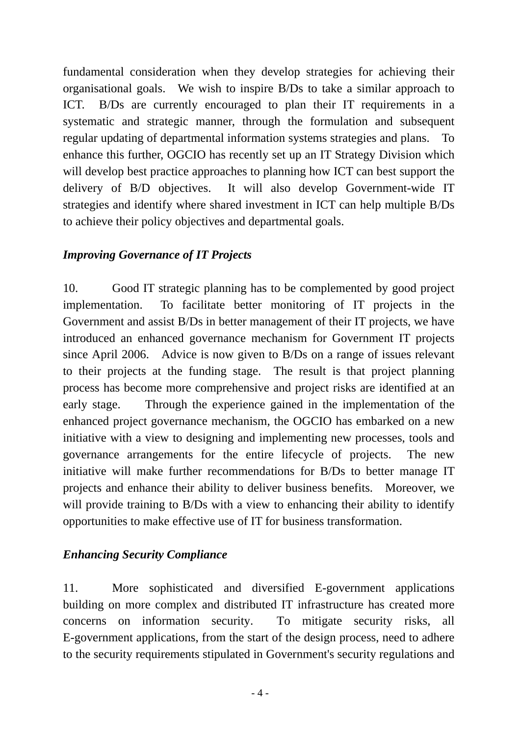fundamental consideration when they develop strategies for achieving their organisational goals. We wish to inspire B/Ds to take a similar approach to ICT. B/Ds are currently encouraged to plan their IT requirements in a systematic and strategic manner, through the formulation and subsequent regular updating of departmental information systems strategies and plans. To enhance this further, OGCIO has recently set up an IT Strategy Division which will develop best practice approaches to planning how ICT can best support the delivery of B/D objectives. It will also develop Government-wide IT strategies and identify where shared investment in ICT can help multiple B/Ds to achieve their policy objectives and departmental goals.

***Improving Governance of IT Projects***

10. Good IT strategic planning has to be complemented by good project implementation. To facilitate better monitoring of IT projects in the Government and assist B/Ds in better management of their IT projects, we have introduced an enhanced governance mechanism for Government IT projects since April 2006. Advice is now given to B/Ds on a range of issues relevant to their projects at the funding stage. The result is that project planning process has become more comprehensive and project risks are identified at an early stage. Through the experience gained in the implementation of the enhanced project governance mechanism, the OGCIO has embarked on a new initiative with a view to designing and implementing new processes, tools and governance arrangements for the entire lifecycle of projects. The new initiative will make further recommendations for B/Ds to better manage IT projects and enhance their ability to deliver business benefits. Moreover, we will provide training to B/Ds with a view to enhancing their ability to identify opportunities to make effective use of IT for business transformation.

***Enhancing Security Compliance***

11. More sophisticated and diversified E-government applications building on more complex and distributed IT infrastructure has created more concerns on information security. To mitigate security risks, all E-government applications, from the start of the design process, need to adhere to the security requirements stipulated in Government's security regulations and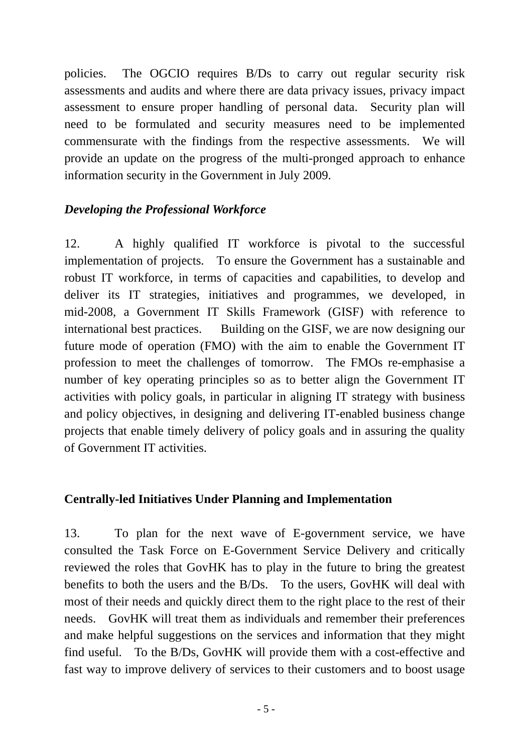policies. The OGCIO requires B/Ds to carry out regular security risk assessments and audits and where there are data privacy issues, privacy impact assessment to ensure proper handling of personal data. Security plan will need to be formulated and security measures need to be implemented commensurate with the findings from the respective assessments. We will provide an update on the progress of the multi-pronged approach to enhance information security in the Government in July 2009.

### *Developing the Professional Workforce*

12. A highly qualified IT workforce is pivotal to the successful implementation of projects. To ensure the Government has a sustainable and robust IT workforce, in terms of capacities and capabilities, to develop and deliver its IT strategies, initiatives and programmes, we developed, in mid-2008, a Government IT Skills Framework (GISF) with reference to international best practices. Building on the GISF, we are now designing our future mode of operation (FMO) with the aim to enable the Government IT profession to meet the challenges of tomorrow. The FMOs re-emphasise a number of key operating principles so as to better align the Government IT activities with policy goals, in particular in aligning IT strategy with business and policy objectives, in designing and delivering IT-enabled business change projects that enable timely delivery of policy goals and in assuring the quality of Government IT activities.

## **Centrally-led Initiatives Under Planning and Implementation**

13. To plan for the next wave of E-government service, we have consulted the Task Force on E-Government Service Delivery and critically reviewed the roles that GovHK has to play in the future to bring the greatest benefits to both the users and the B/Ds. To the users, GovHK will deal with most of their needs and quickly direct them to the right place to the rest of their needs. GovHK will treat them as individuals and remember their preferences and make helpful suggestions on the services and information that they might find useful. To the B/Ds, GovHK will provide them with a cost-effective and fast way to improve delivery of services to their customers and to boost usage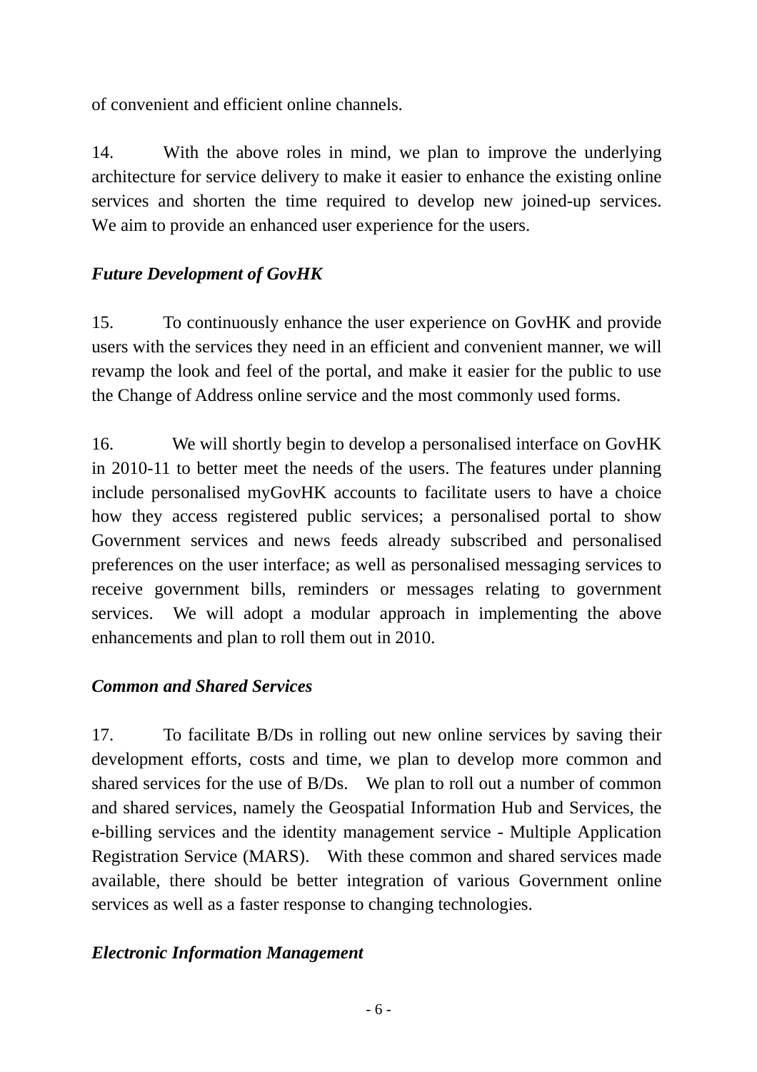of convenient and efficient online channels.

14. With the above roles in mind, we plan to improve the underlying architecture for service delivery to make it easier to enhance the existing online services and shorten the time required to develop new joined-up services. We aim to provide an enhanced user experience for the users.

***Future Development of GovHK***

15. To continuously enhance the user experience on GovHK and provide users with the services they need in an efficient and convenient manner, we will revamp the look and feel of the portal, and make it easier for the public to use the Change of Address online service and the most commonly used forms.

16. We will shortly begin to develop a personalised interface on GovHK in 2010-11 to better meet the needs of the users. The features under planning include personalised myGovHK accounts to facilitate users to have a choice how they access registered public services; a personalised portal to show Government services and news feeds already subscribed and personalised preferences on the user interface; as well as personalised messaging services to receive government bills, reminders or messages relating to government services. We will adopt a modular approach in implementing the above enhancements and plan to roll them out in 2010.

***Common and Shared Services***

17. To facilitate B/Ds in rolling out new online services by saving their development efforts, costs and time, we plan to develop more common and shared services for the use of B/Ds. We plan to roll out a number of common and shared services, namely the Geospatial Information Hub and Services, the e-billing services and the identity management service - Multiple Application Registration Service (MARS). With these common and shared services made available, there should be better integration of various Government online services as well as a faster response to changing technologies.

***Electronic Information Management***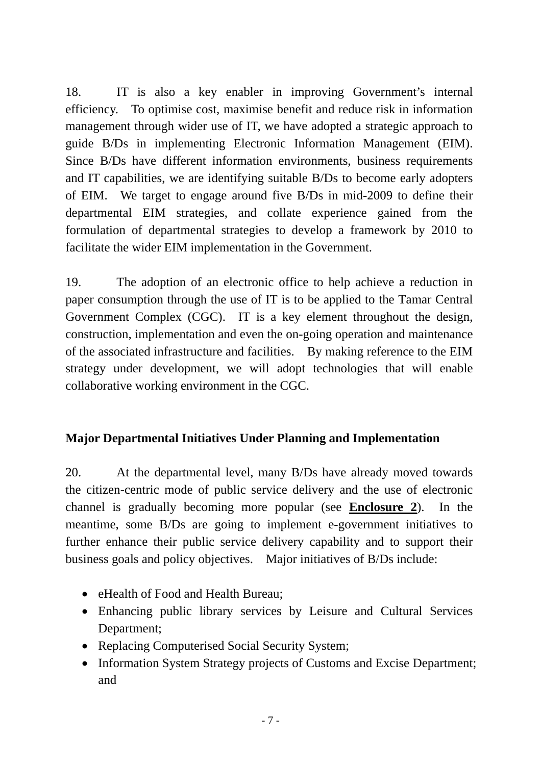18. IT is also a key enabler in improving Government's internal efficiency. To optimise cost, maximise benefit and reduce risk in information management through wider use of IT, we have adopted a strategic approach to guide B/Ds in implementing Electronic Information Management (EIM). Since B/Ds have different information environments, business requirements and IT capabilities, we are identifying suitable B/Ds to become early adopters of EIM. We target to engage around five B/Ds in mid-2009 to define their departmental EIM strategies, and collate experience gained from the formulation of departmental strategies to develop a framework by 2010 to facilitate the wider EIM implementation in the Government.

19. The adoption of an electronic office to help achieve a reduction in paper consumption through the use of IT is to be applied to the Tamar Central Government Complex (CGC). IT is a key element throughout the design, construction, implementation and even the on-going operation and maintenance of the associated infrastructure and facilities. By making reference to the EIM strategy under development, we will adopt technologies that will enable collaborative working environment in the CGC.

**Major Departmental Initiatives Under Planning and Implementation**

20. At the departmental level, many B/Ds have already moved towards the citizen-centric mode of public service delivery and the use of electronic channel is gradually becoming more popular (see **Enclosure 2**). In the meantime, some B/Ds are going to implement e-government initiatives to further enhance their public service delivery capability and to support their business goals and policy objectives. Major initiatives of B/Ds include:

- eHealth of Food and Health Bureau;
- Enhancing public library services by Leisure and Cultural Services Department;
- Replacing Computerised Social Security System;
- Information System Strategy projects of Customs and Excise Department; and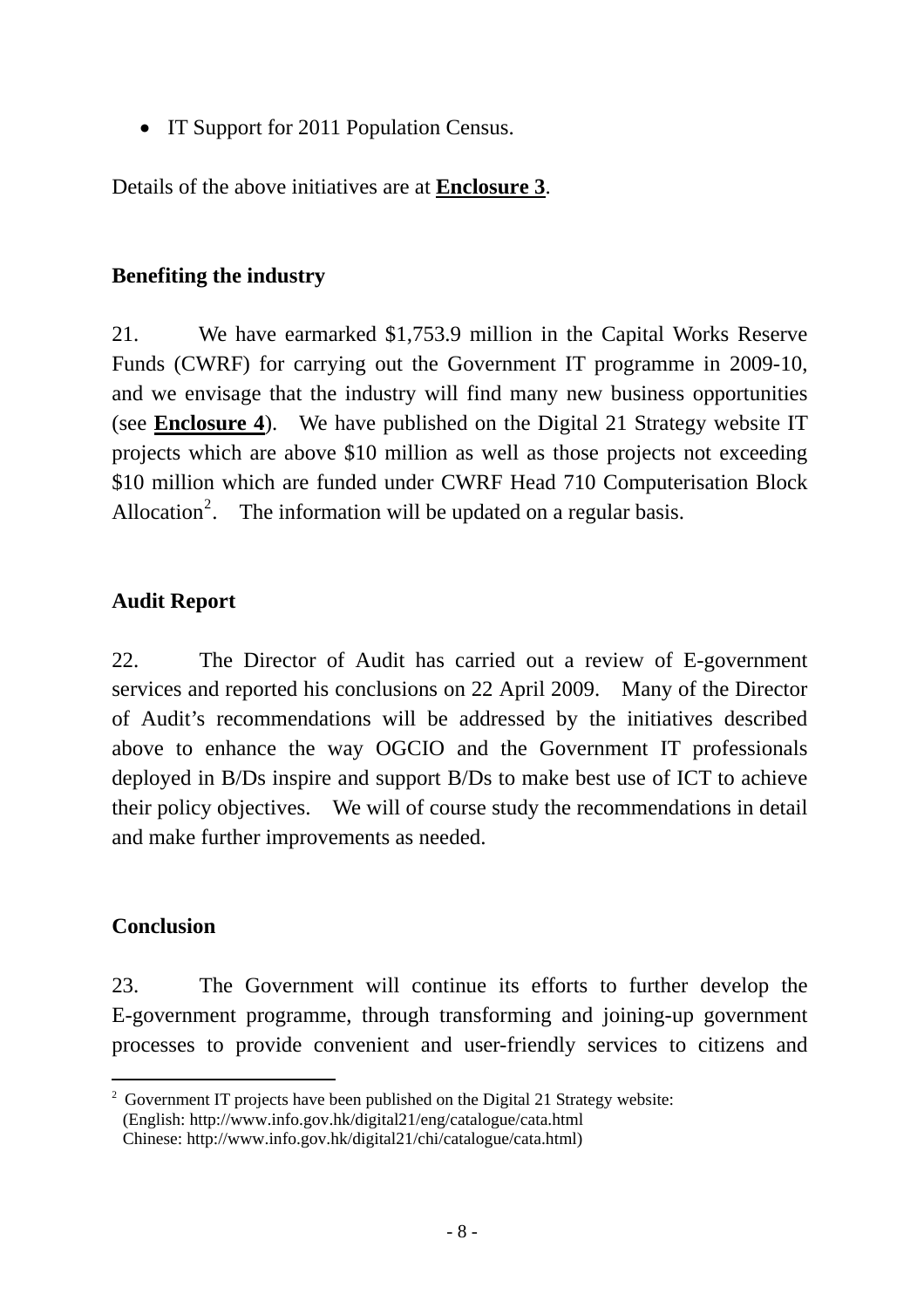- IT Support for 2011 Population Census.

Details of the above initiatives are at **Enclosure 3**.

**Benefiting the industry**

21. We have earmarked $1,753.9 million in the Capital Works Reserve Funds (CWRF) for carrying out the Government IT programme in 2009-10, and we envisage that the industry will find many new business opportunities (see **Enclosure 4**). We have published on the Digital 21 Strategy website IT projects which are above $10 million as well as those projects not exceeding $10 million which are funded under CWRF Head 710 Computerisation Block Allocation[2]. The information will be updated on a regular basis.

**Audit Report**

22. The Director of Audit has carried out a review of E-government services and reported his conclusions on 22 April 2009. Many of the Director of Audit's recommendations will be addressed by the initiatives described above to enhance the way OGCIO and the Government IT professionals deployed in B/Ds inspire and support B/Ds to make best use of ICT to achieve their policy objectives. We will of course study the recommendations in detail and make further improvements as needed.

**Conclusion**

23. The Government will continue its efforts to further develop the E-government programme, through transforming and joining-up government processes to provide convenient and user-friendly services to citizens and

---

[2] Government IT projects have been published on the Digital 21 Strategy website:
(English: http://www.info.gov.hk/digital21/eng/catalogue/cata.html
Chinese: http://www.info.gov.hk/digital21/chi/catalogue/cata.html)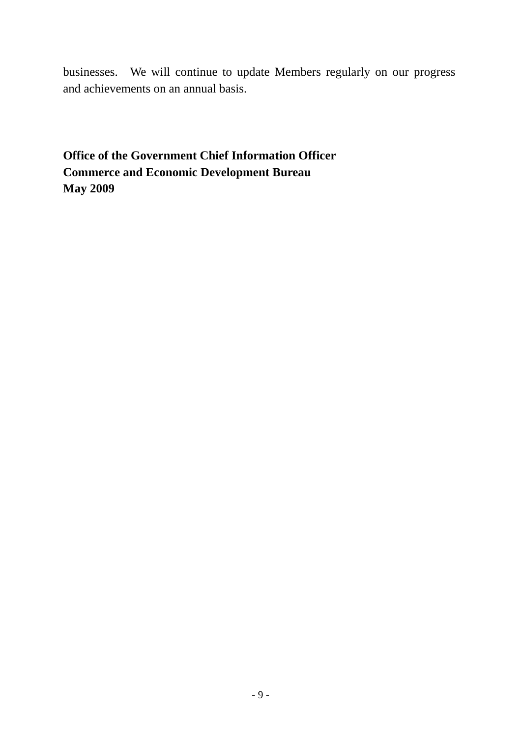businesses. We will continue to update Members regularly on our progress and achievements on an annual basis.

**Office of the Government Chief Information Officer**
**Commerce and Economic Development Bureau**
**May 2009**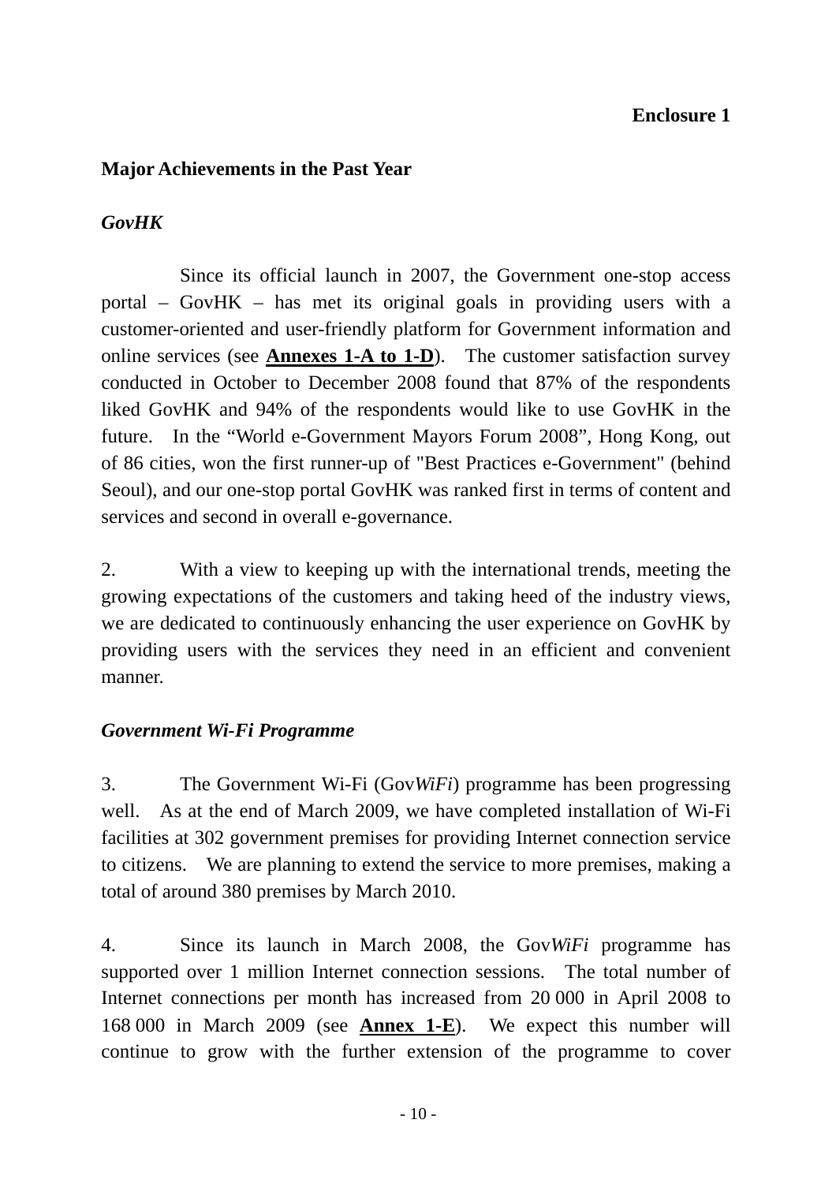**Enclosure 1**

## Major Achievements in the Past Year

### *GovHK*

Since its official launch in 2007, the Government one-stop access portal – GovHK – has met its original goals in providing users with a customer-oriented and user-friendly platform for Government information and online services (see **Annexes 1-A to 1-D**). The customer satisfaction survey conducted in October to December 2008 found that 87% of the respondents liked GovHK and 94% of the respondents would like to use GovHK in the future. In the "World e-Government Mayors Forum 2008", Hong Kong, out of 86 cities, won the first runner-up of "Best Practices e-Government" (behind Seoul), and our one-stop portal GovHK was ranked first in terms of content and services and second in overall e-governance.

2. With a view to keeping up with the international trends, meeting the growing expectations of the customers and taking heed of the industry views, we are dedicated to continuously enhancing the user experience on GovHK by providing users with the services they need in an efficient and convenient manner.

### *Government Wi-Fi Programme*

3. The Government Wi-Fi (Gov*WiFi*) programme has been progressing well. As at the end of March 2009, we have completed installation of Wi-Fi facilities at 302 government premises for providing Internet connection service to citizens. We are planning to extend the service to more premises, making a total of around 380 premises by March 2010.

4. Since its launch in March 2008, the Gov*WiFi* programme has supported over 1 million Internet connection sessions. The total number of Internet connections per month has increased from 20 000 in April 2008 to 168 000 in March 2009 (see **Annex 1-E**). We expect this number will continue to grow with the further extension of the programme to cover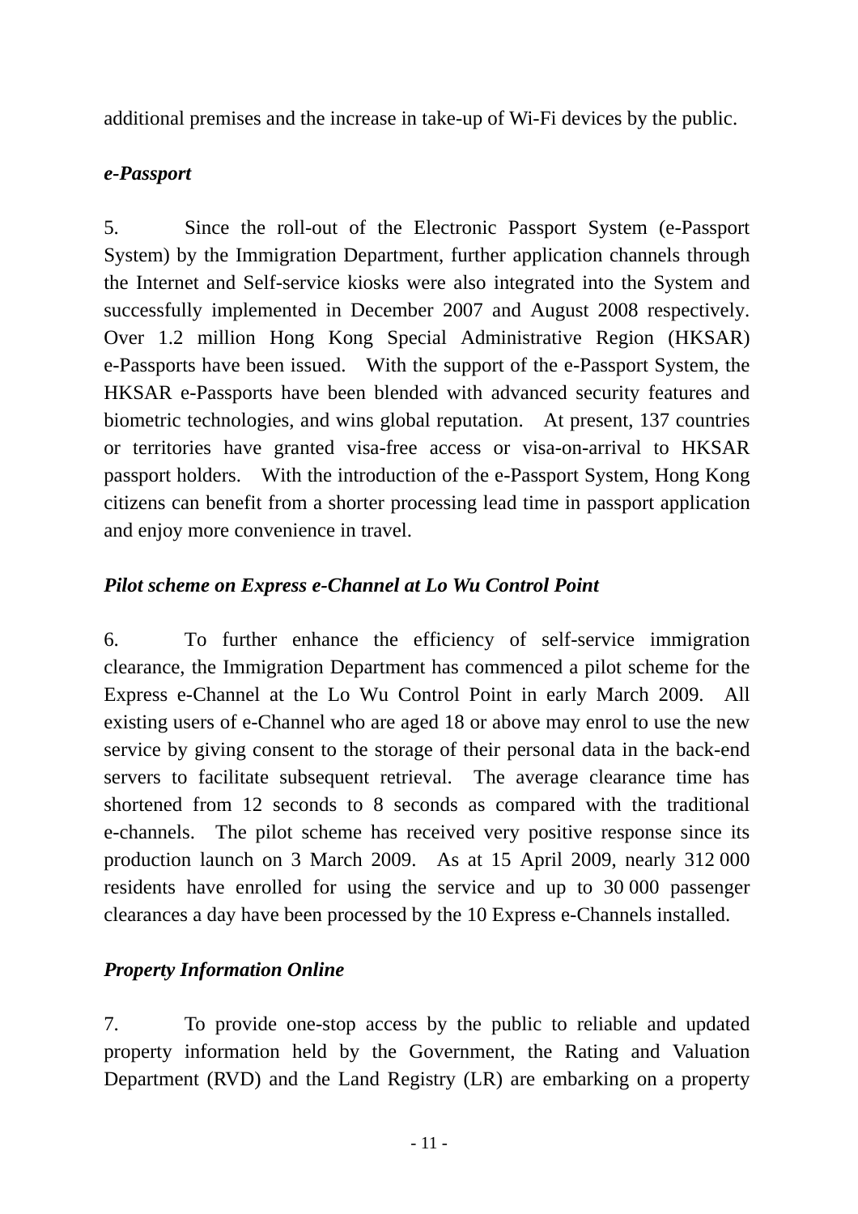additional premises and the increase in take-up of Wi-Fi devices by the public.

### *e-Passport*

5. Since the roll-out of the Electronic Passport System (e-Passport System) by the Immigration Department, further application channels through the Internet and Self-service kiosks were also integrated into the System and successfully implemented in December 2007 and August 2008 respectively. Over 1.2 million Hong Kong Special Administrative Region (HKSAR) e-Passports have been issued. With the support of the e-Passport System, the HKSAR e-Passports have been blended with advanced security features and biometric technologies, and wins global reputation. At present, 137 countries or territories have granted visa-free access or visa-on-arrival to HKSAR passport holders. With the introduction of the e-Passport System, Hong Kong citizens can benefit from a shorter processing lead time in passport application and enjoy more convenience in travel.

### *Pilot scheme on Express e-Channel at Lo Wu Control Point*

6. To further enhance the efficiency of self-service immigration clearance, the Immigration Department has commenced a pilot scheme for the Express e-Channel at the Lo Wu Control Point in early March 2009. All existing users of e-Channel who are aged 18 or above may enrol to use the new service by giving consent to the storage of their personal data in the back-end servers to facilitate subsequent retrieval. The average clearance time has shortened from 12 seconds to 8 seconds as compared with the traditional e-channels. The pilot scheme has received very positive response since its production launch on 3 March 2009. As at 15 April 2009, nearly 312 000 residents have enrolled for using the service and up to 30 000 passenger clearances a day have been processed by the 10 Express e-Channels installed.

### *Property Information Online*

7. To provide one-stop access by the public to reliable and updated property information held by the Government, the Rating and Valuation Department (RVD) and the Land Registry (LR) are embarking on a property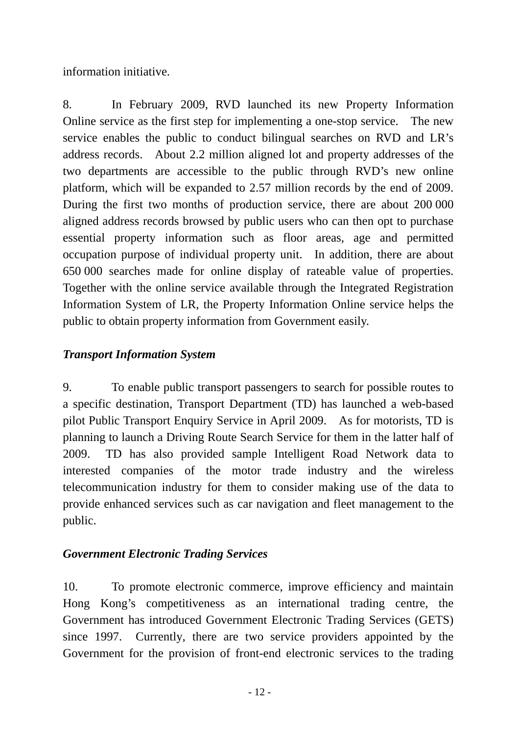information initiative.

8. In February 2009, RVD launched its new Property Information Online service as the first step for implementing a one-stop service. The new service enables the public to conduct bilingual searches on RVD and LR's address records. About 2.2 million aligned lot and property addresses of the two departments are accessible to the public through RVD's new online platform, which will be expanded to 2.57 million records by the end of 2009. During the first two months of production service, there are about 200 000 aligned address records browsed by public users who can then opt to purchase essential property information such as floor areas, age and permitted occupation purpose of individual property unit. In addition, there are about 650 000 searches made for online display of rateable value of properties. Together with the online service available through the Integrated Registration Information System of LR, the Property Information Online service helps the public to obtain property information from Government easily.

***Transport Information System***

9. To enable public transport passengers to search for possible routes to a specific destination, Transport Department (TD) has launched a web-based pilot Public Transport Enquiry Service in April 2009. As for motorists, TD is planning to launch a Driving Route Search Service for them in the latter half of 2009. TD has also provided sample Intelligent Road Network data to interested companies of the motor trade industry and the wireless telecommunication industry for them to consider making use of the data to provide enhanced services such as car navigation and fleet management to the public.

***Government Electronic Trading Services***

10. To promote electronic commerce, improve efficiency and maintain Hong Kong's competitiveness as an international trading centre, the Government has introduced Government Electronic Trading Services (GETS) since 1997. Currently, there are two service providers appointed by the Government for the provision of front-end electronic services to the trading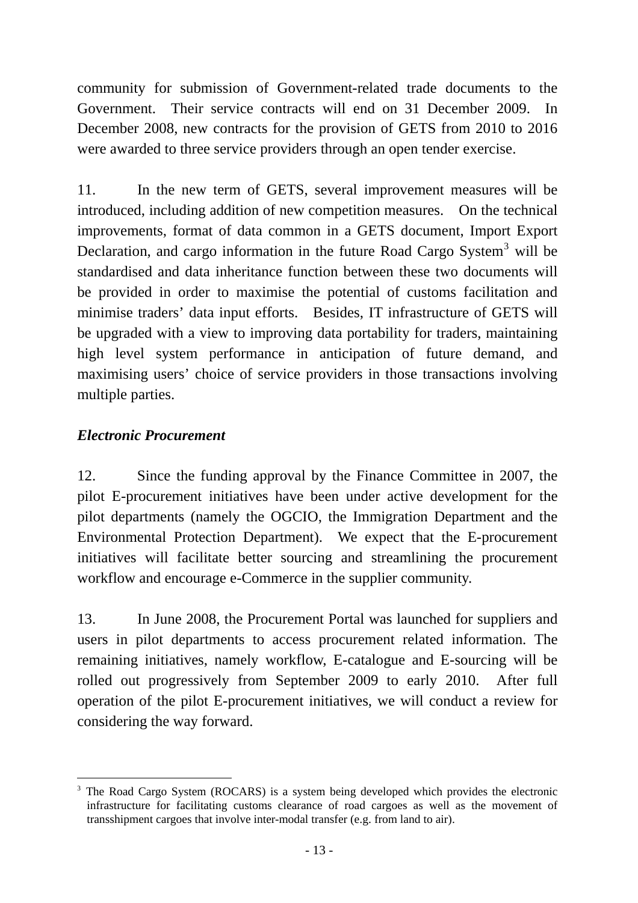community for submission of Government-related trade documents to the Government. Their service contracts will end on 31 December 2009. In December 2008, new contracts for the provision of GETS from 2010 to 2016 were awarded to three service providers through an open tender exercise.

11. In the new term of GETS, several improvement measures will be introduced, including addition of new competition measures. On the technical improvements, format of data common in a GETS document, Import Export Declaration, and cargo information in the future Road Cargo System[3] will be standardised and data inheritance function between these two documents will be provided in order to maximise the potential of customs facilitation and minimise traders' data input efforts. Besides, IT infrastructure of GETS will be upgraded with a view to improving data portability for traders, maintaining high level system performance in anticipation of future demand, and maximising users' choice of service providers in those transactions involving multiple parties.

### *Electronic Procurement*

12. Since the funding approval by the Finance Committee in 2007, the pilot E-procurement initiatives have been under active development for the pilot departments (namely the OGCIO, the Immigration Department and the Environmental Protection Department). We expect that the E-procurement initiatives will facilitate better sourcing and streamlining the procurement workflow and encourage e-Commerce in the supplier community.

13. In June 2008, the Procurement Portal was launched for suppliers and users in pilot departments to access procurement related information. The remaining initiatives, namely workflow, E-catalogue and E-sourcing will be rolled out progressively from September 2009 to early 2010. After full operation of the pilot E-procurement initiatives, we will conduct a review for considering the way forward.

---

[3] The Road Cargo System (ROCARS) is a system being developed which provides the electronic infrastructure for facilitating customs clearance of road cargoes as well as the movement of transshipment cargoes that involve inter-modal transfer (e.g. from land to air).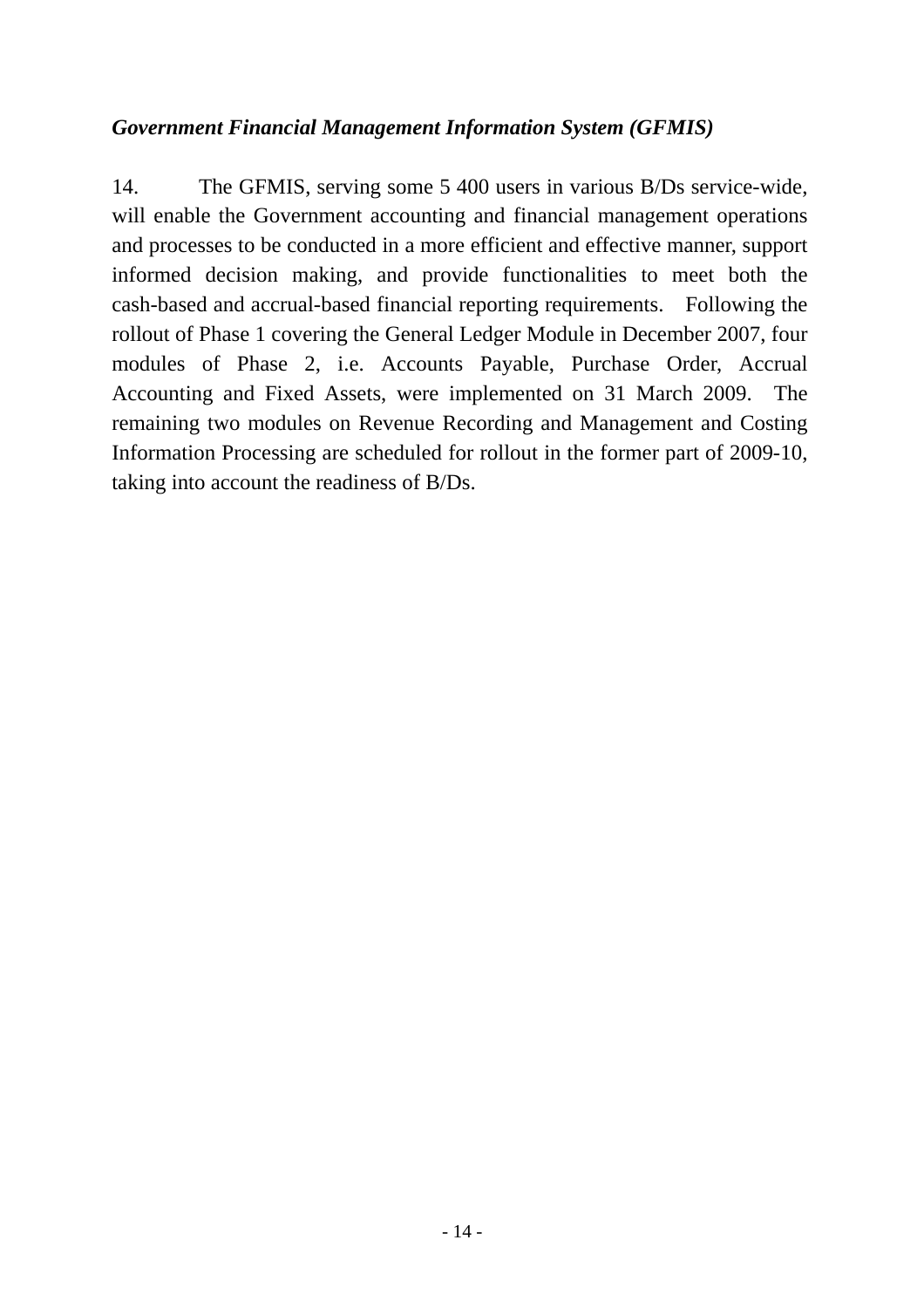*Government Financial Management Information System (GFMIS)*

14. The GFMIS, serving some 5 400 users in various B/Ds service-wide, will enable the Government accounting and financial management operations and processes to be conducted in a more efficient and effective manner, support informed decision making, and provide functionalities to meet both the cash-based and accrual-based financial reporting requirements. Following the rollout of Phase 1 covering the General Ledger Module in December 2007, four modules of Phase 2, i.e. Accounts Payable, Purchase Order, Accrual Accounting and Fixed Assets, were implemented on 31 March 2009. The remaining two modules on Revenue Recording and Management and Costing Information Processing are scheduled for rollout in the former part of 2009-10, taking into account the readiness of B/Ds.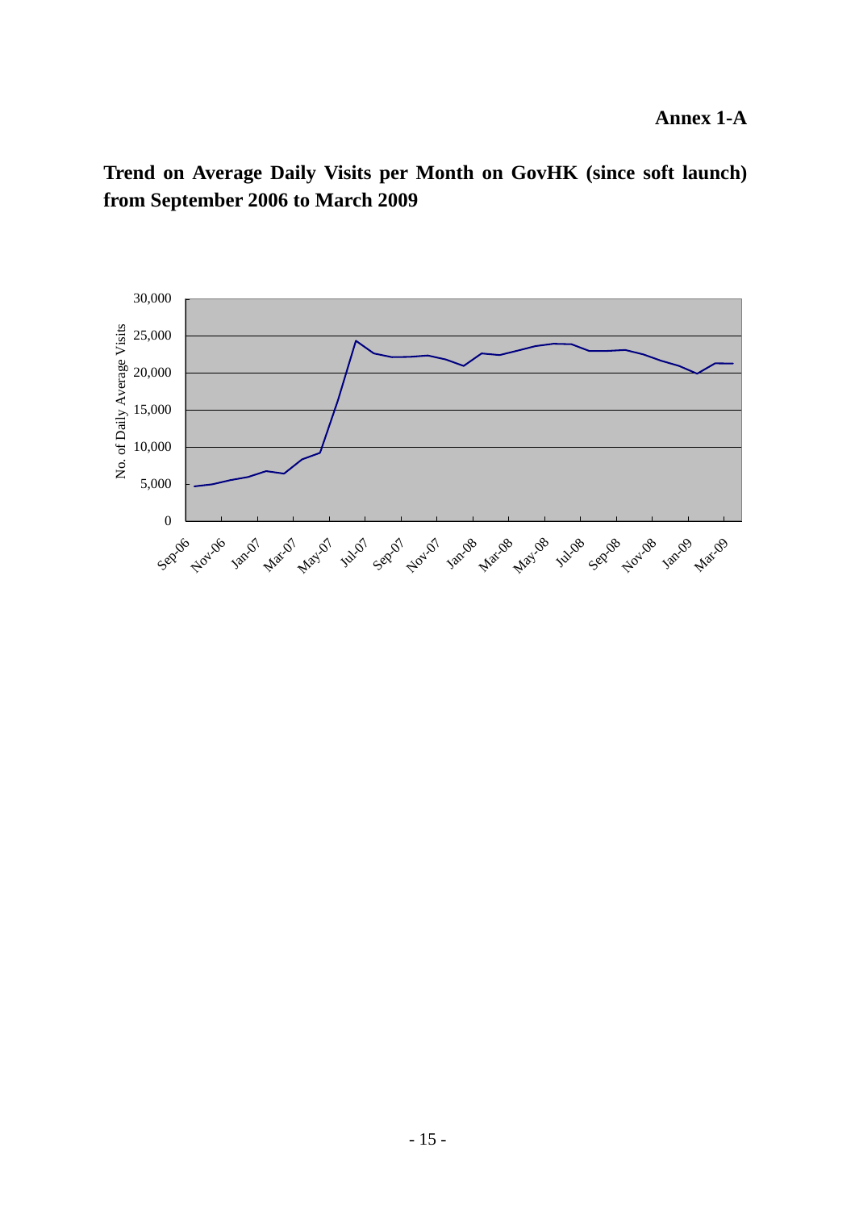**Annex 1-A**

**Trend on Average Daily Visits per Month on GovHK (since soft launch) from September 2006 to March 2009**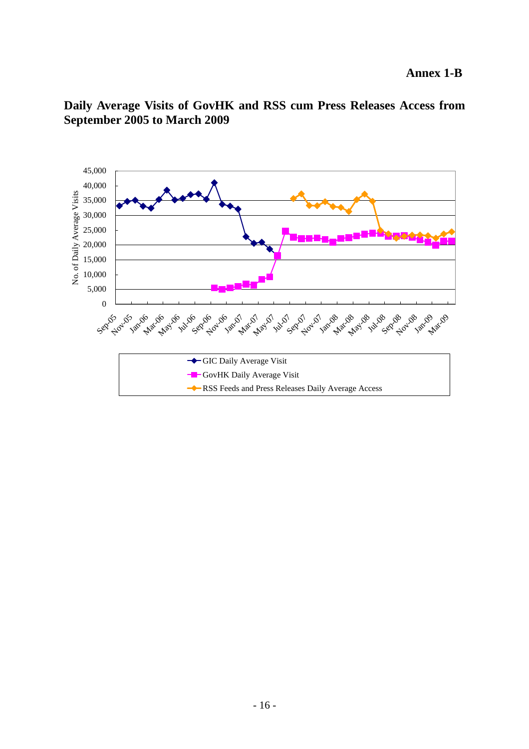**Annex 1-B**

## Daily Average Visits of GovHK and RSS cum Press Releases Access from September 2005 to March 2009

No. of Daily Average Visits

- GIC Daily Average Visit
- GovHK Daily Average Visit
- RSS Feeds and Press Releases Daily Average Access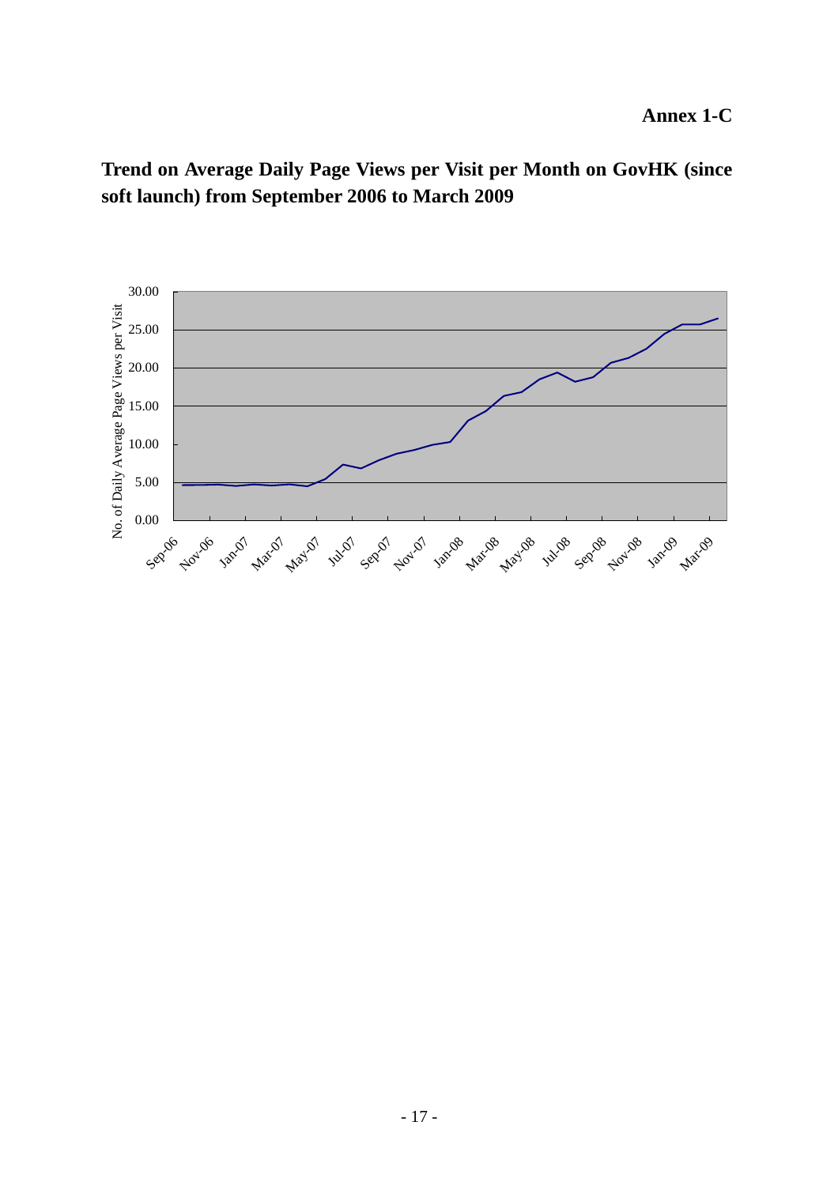**Annex 1-C**

**Trend on Average Daily Page Views per Visit per Month on GovHK (since soft launch) from September 2006 to March 2009**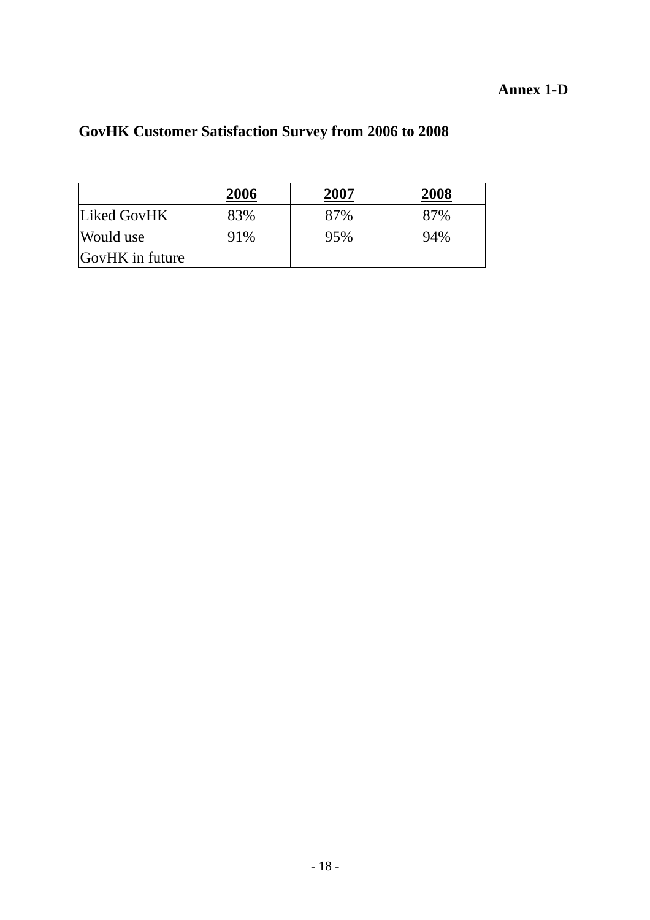**Annex 1-D**

## GovHK Customer Satisfaction Survey from 2006 to 2008

| | 2006 | 2007 | 2008 |
|---|---|---|---|
| Liked GovHK | 83% | 87% | 87% |
| Would use GovHK in future | 91% | 95% | 94% |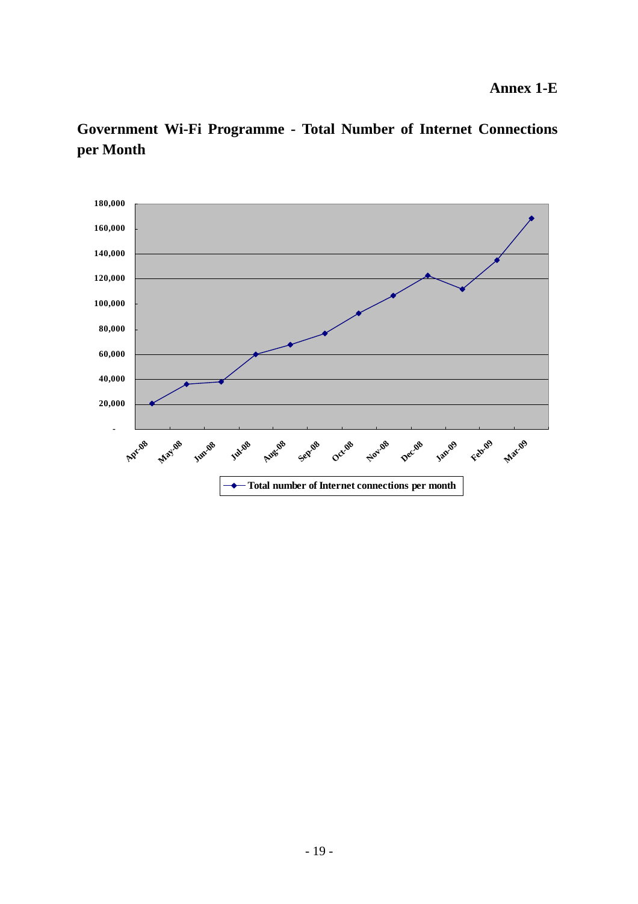**Annex 1-E**

## Government Wi-Fi Programme - Total Number of Internet Connections per Month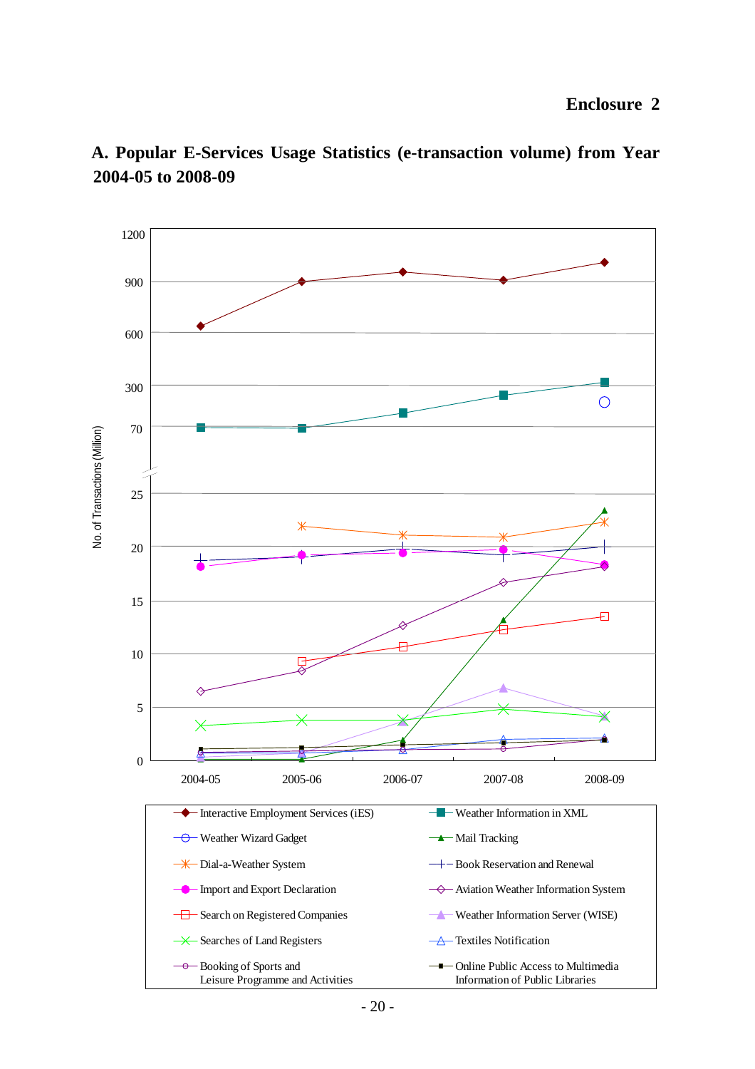Enclosure 2

## A. Popular E-Services Usage Statistics (e-transaction volume) from Year 2004-05 to 2008-09

No. of Transactions (Million)

1200

900

600

300

70

25

20

15

10

5

0

2004-05 2005-06 2006-07 2007-08 2008-09

- Interactive Employment Services (iES)
- Weather Information in XML
- Weather Wizard Gadget
- Mail Tracking
- Dial-a-Weather System
- Book Reservation and Renewal
- Import and Export Declaration
- Aviation Weather Information System
- Search on Registered Companies
- Weather Information Server (WISE)
- Searches of Land Registers
- Textiles Notification
- Booking of Sports and Leisure Programme and Activities
- Online Public Access to Multimedia Information of Public Libraries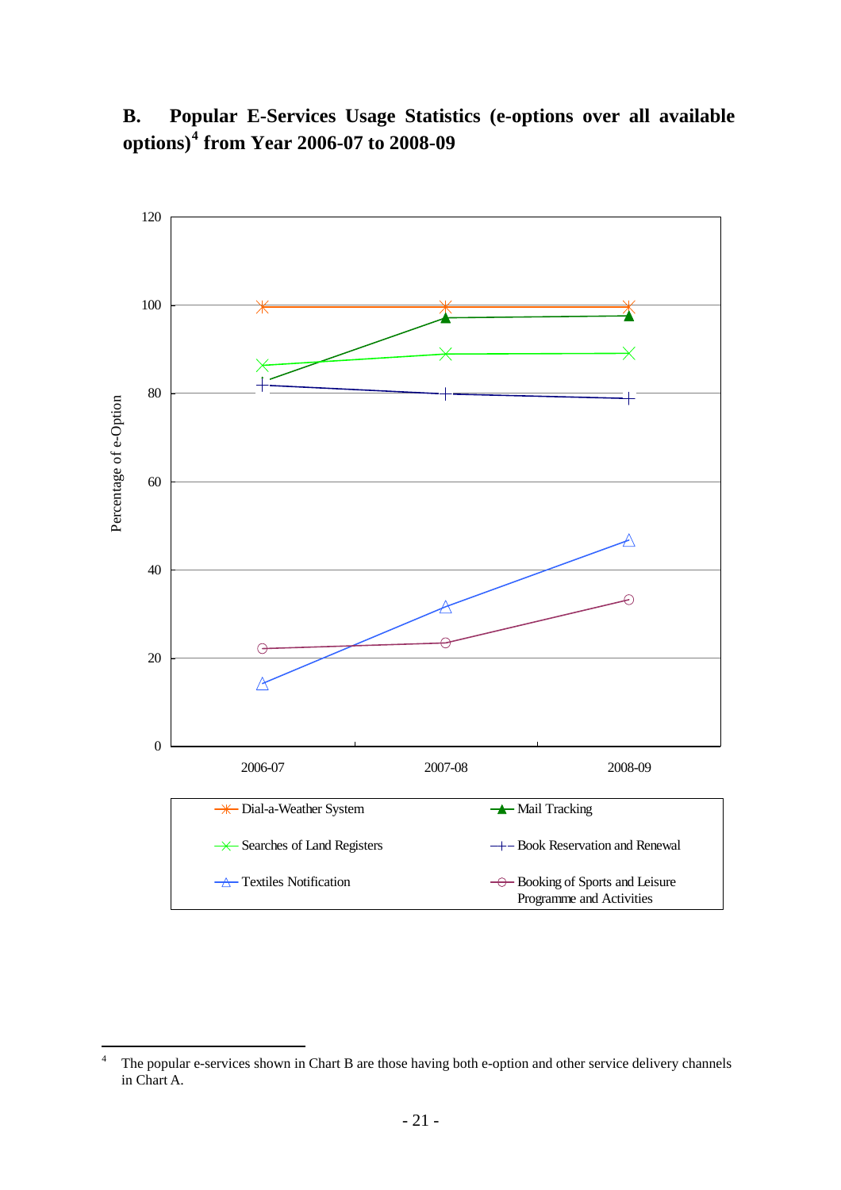## B. Popular E-Services Usage Statistics (e-options over all available options)[4] from Year 2006-07 to 2008-09

[4] The popular e-services shown in Chart B are those having both e-option and other service delivery channels in Chart A.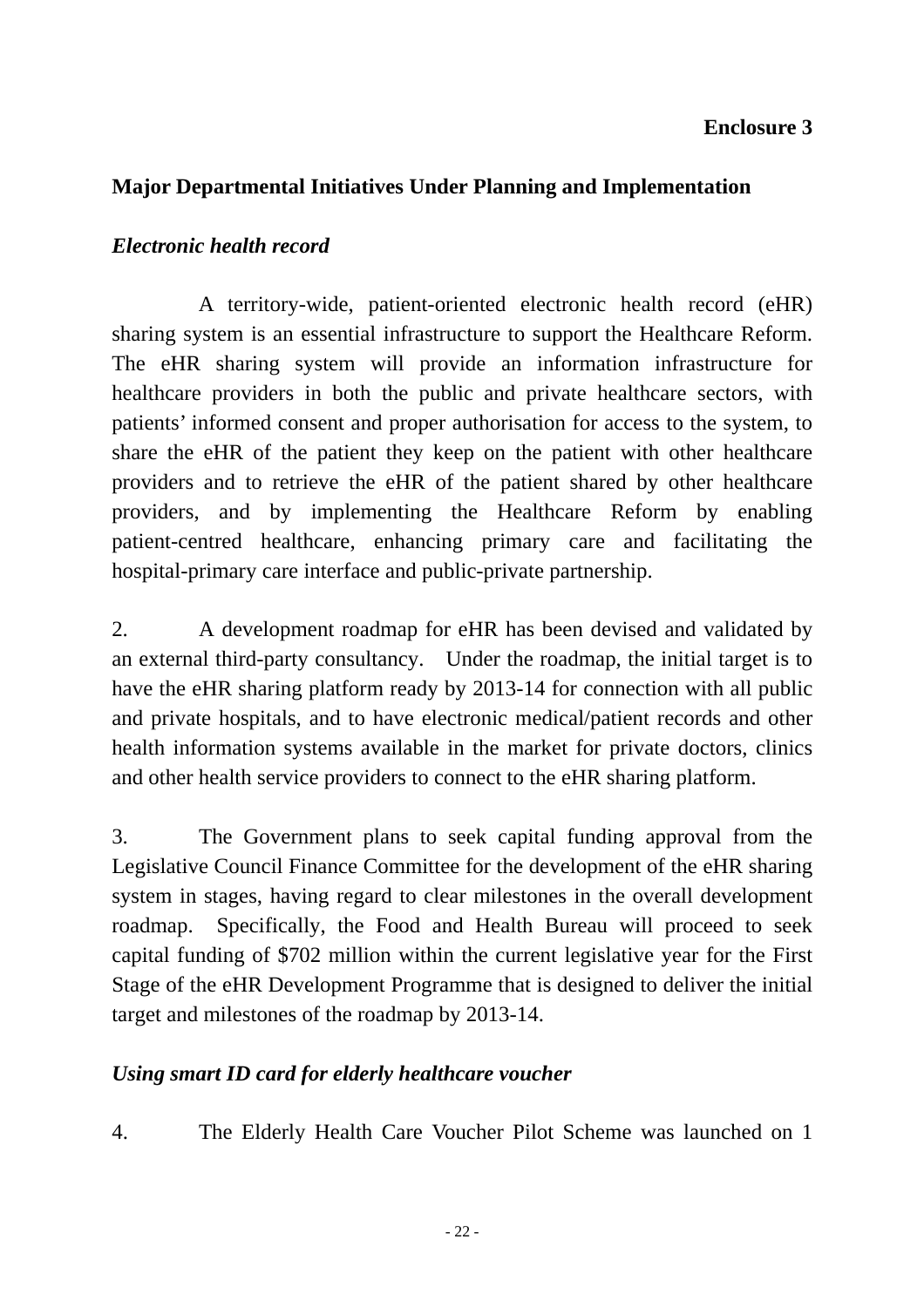**Enclosure 3**

## Major Departmental Initiatives Under Planning and Implementation

### *Electronic health record*

A territory-wide, patient-oriented electronic health record (eHR) sharing system is an essential infrastructure to support the Healthcare Reform. The eHR sharing system will provide an information infrastructure for healthcare providers in both the public and private healthcare sectors, with patients' informed consent and proper authorisation for access to the system, to share the eHR of the patient they keep on the patient with other healthcare providers and to retrieve the eHR of the patient shared by other healthcare providers, and by implementing the Healthcare Reform by enabling patient-centred healthcare, enhancing primary care and facilitating the hospital-primary care interface and public-private partnership.

2. A development roadmap for eHR has been devised and validated by an external third-party consultancy. Under the roadmap, the initial target is to have the eHR sharing platform ready by 2013-14 for connection with all public and private hospitals, and to have electronic medical/patient records and other health information systems available in the market for private doctors, clinics and other health service providers to connect to the eHR sharing platform.

3. The Government plans to seek capital funding approval from the Legislative Council Finance Committee for the development of the eHR sharing system in stages, having regard to clear milestones in the overall development roadmap. Specifically, the Food and Health Bureau will proceed to seek capital funding of $702 million within the current legislative year for the First Stage of the eHR Development Programme that is designed to deliver the initial target and milestones of the roadmap by 2013-14.

### *Using smart ID card for elderly healthcare voucher*

4. The Elderly Health Care Voucher Pilot Scheme was launched on 1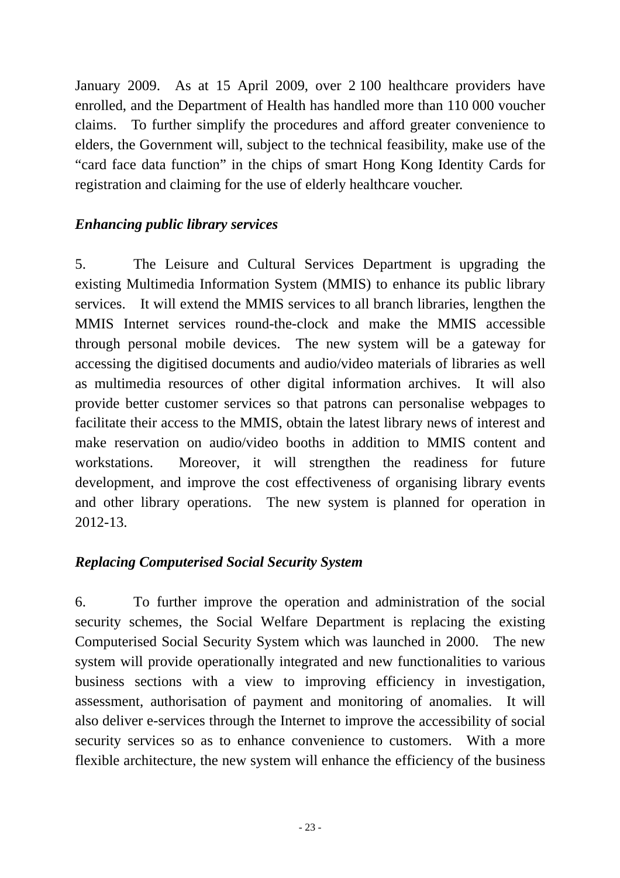January 2009. As at 15 April 2009, over 2 100 healthcare providers have enrolled, and the Department of Health has handled more than 110 000 voucher claims. To further simplify the procedures and afford greater convenience to elders, the Government will, subject to the technical feasibility, make use of the "card face data function" in the chips of smart Hong Kong Identity Cards for registration and claiming for the use of elderly healthcare voucher.

***Enhancing public library services***

5. The Leisure and Cultural Services Department is upgrading the existing Multimedia Information System (MMIS) to enhance its public library services. It will extend the MMIS services to all branch libraries, lengthen the MMIS Internet services round-the-clock and make the MMIS accessible through personal mobile devices. The new system will be a gateway for accessing the digitised documents and audio/video materials of libraries as well as multimedia resources of other digital information archives. It will also provide better customer services so that patrons can personalise webpages to facilitate their access to the MMIS, obtain the latest library news of interest and make reservation on audio/video booths in addition to MMIS content and workstations. Moreover, it will strengthen the readiness for future development, and improve the cost effectiveness of organising library events and other library operations. The new system is planned for operation in 2012-13.

***Replacing Computerised Social Security System***

6. To further improve the operation and administration of the social security schemes, the Social Welfare Department is replacing the existing Computerised Social Security System which was launched in 2000. The new system will provide operationally integrated and new functionalities to various business sections with a view to improving efficiency in investigation, assessment, authorisation of payment and monitoring of anomalies. It will also deliver e-services through the Internet to improve the accessibility of social security services so as to enhance convenience to customers. With a more flexible architecture, the new system will enhance the efficiency of the business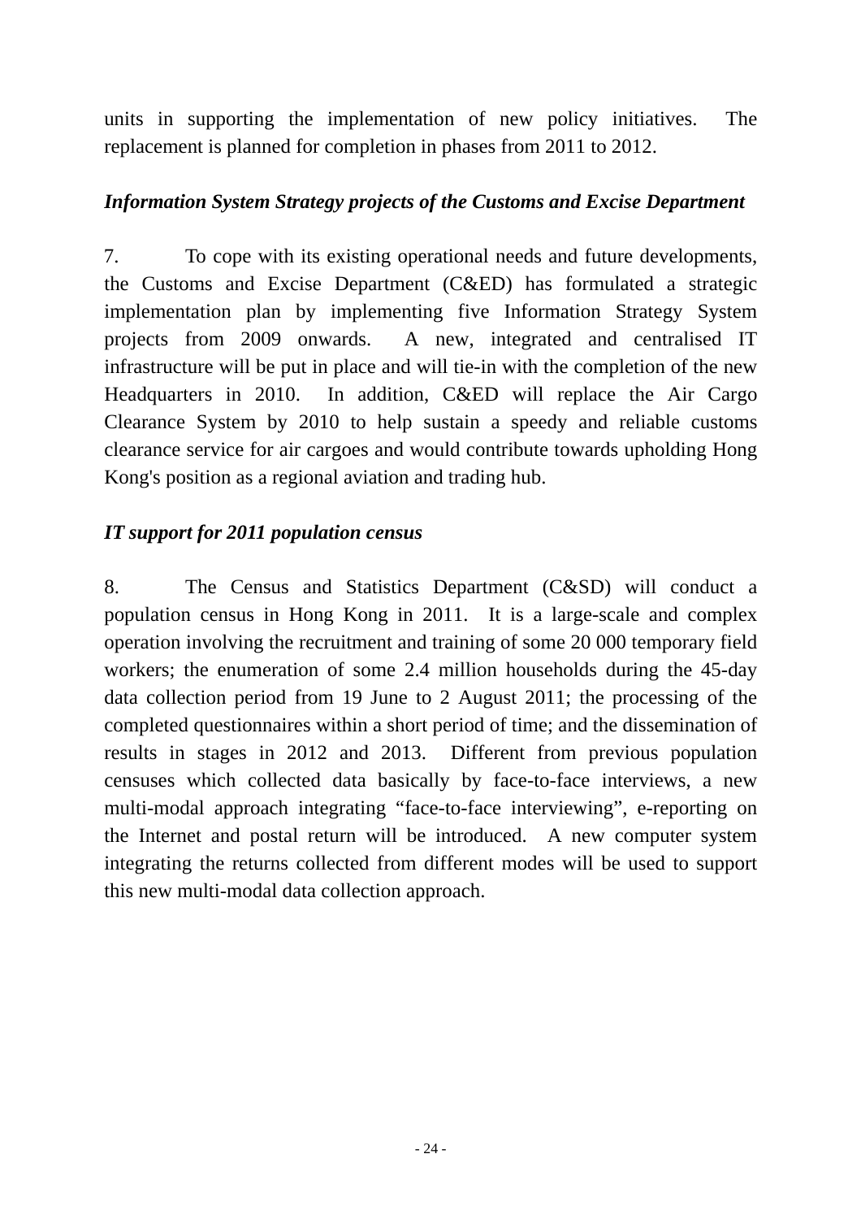units in supporting the implementation of new policy initiatives. The replacement is planned for completion in phases from 2011 to 2012.

*Information System Strategy projects of the Customs and Excise Department*

7. To cope with its existing operational needs and future developments, the Customs and Excise Department (C&ED) has formulated a strategic implementation plan by implementing five Information Strategy System projects from 2009 onwards. A new, integrated and centralised IT infrastructure will be put in place and will tie-in with the completion of the new Headquarters in 2010. In addition, C&ED will replace the Air Cargo Clearance System by 2010 to help sustain a speedy and reliable customs clearance service for air cargoes and would contribute towards upholding Hong Kong's position as a regional aviation and trading hub.

*IT support for 2011 population census*

8. The Census and Statistics Department (C&SD) will conduct a population census in Hong Kong in 2011. It is a large-scale and complex operation involving the recruitment and training of some 20 000 temporary field workers; the enumeration of some 2.4 million households during the 45-day data collection period from 19 June to 2 August 2011; the processing of the completed questionnaires within a short period of time; and the dissemination of results in stages in 2012 and 2013. Different from previous population censuses which collected data basically by face-to-face interviews, a new multi-modal approach integrating "face-to-face interviewing", e-reporting on the Internet and postal return will be introduced. A new computer system integrating the returns collected from different modes will be used to support this new multi-modal data collection approach.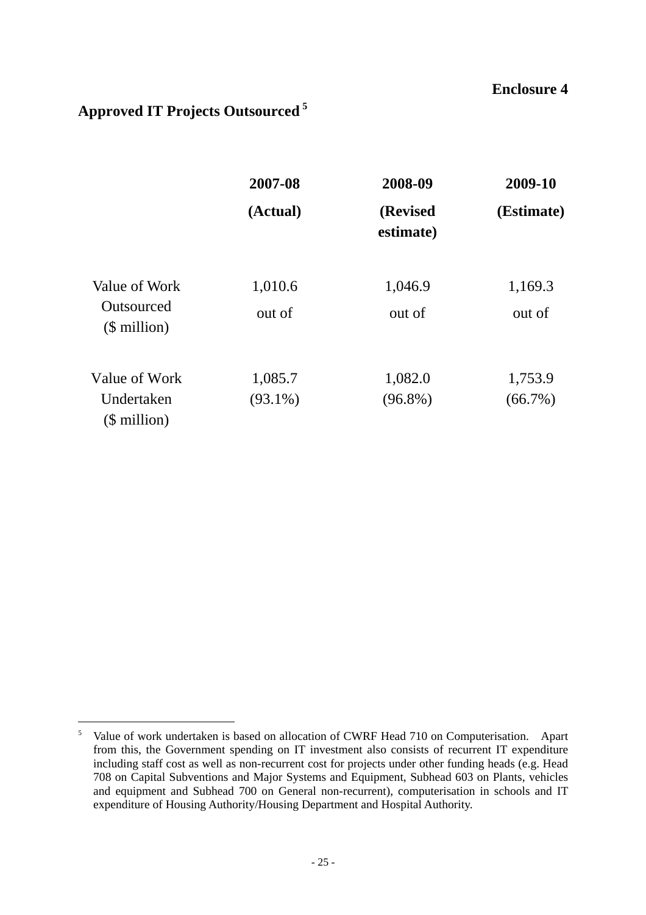**Enclosure 4**

## Approved IT Projects Outsourced [5]

| | 2007-08 (Actual) | 2008-09 (Revised estimate) | 2009-10 (Estimate) |
|---|---|---|---|
| Value of Work Outsourced ($ million) | 1,010.6 out of | 1,046.9 out of | 1,169.3 out of |
| Value of Work Undertaken ($ million) | 1,085.7 (93.1%) | 1,082.0 (96.8%) | 1,753.9 (66.7%) |

---

[5] Value of work undertaken is based on allocation of CWRF Head 710 on Computerisation. Apart from this, the Government spending on IT investment also consists of recurrent IT expenditure including staff cost as well as non-recurrent cost for projects under other funding heads (e.g. Head 708 on Capital Subventions and Major Systems and Equipment, Subhead 603 on Plants, vehicles and equipment and Subhead 700 on General non-recurrent), computerisation in schools and IT expenditure of Housing Authority/Housing Department and Hospital Authority.